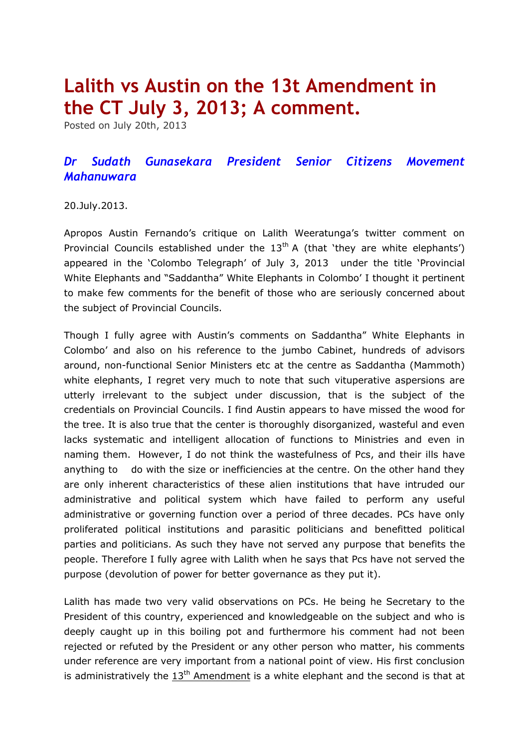# Lalith vs Austin on the 13t Amendment in the CT July 3, 2013; A comment.

Posted on July 20th, 2013

### *Dr Sudath Gunasekara President Senior Citizens Movement Mahanuwara*

20.July.2013.

Apropos Austin Fernando's critique on Lalith Weeratunga's twitter comment on Provincial Councils established under the 13th A (that 'they are white elephants') appeared in the 'Colombo Telegraph' of July 3, 2013 under the title 'Provincial White Elephants and "Saddantha" White Elephants in Colombo' I thought it pertinent to make few comments for the benefit of those who are seriously concerned about the subject of Provincial Councils.

Though I fully agree with Austin's comments on Saddantha" White Elephants in Colombo' and also on his reference to the jumbo Cabinet, hundreds of advisors around, non-functional Senior Ministers etc at the centre as Saddantha (Mammoth) white elephants, I regret very much to note that such vituperative aspersions are utterly irrelevant to the subject under discussion, that is the subject of the credentials on Provincial Councils. I find Austin appears to have missed the wood for the tree. It is also true that the center is thoroughly disorganized, wasteful and even lacks systematic and intelligent allocation of functions to Ministries and even in naming them. However, I do not think the wastefulness of Pcs, and their ills have anything to do with the size or inefficiencies at the centre. On the other hand they are only inherent characteristics of these alien institutions that have intruded our administrative and political system which have failed to perform any useful administrative or governing function over a period of three decades. PCs have only proliferated political institutions and parasitic politicians and benefitted political parties and politicians. As such they have not served any purpose that benefits the people. Therefore I fully agree with Lalith when he says that Pcs have not served the purpose (devolution of power for better governance as they put it).

Lalith has made two very valid observations on PCs. He being he Secretary to the President of this country, experienced and knowledgeable on the subject and who is deeply caught up in this boiling pot and furthermore his comment had not been rejected or refuted by the President or any other person who matter, his comments under reference are very important from a national point of view. His first conclusion is administratively the 13th Amendment is a white elephant and the second is that at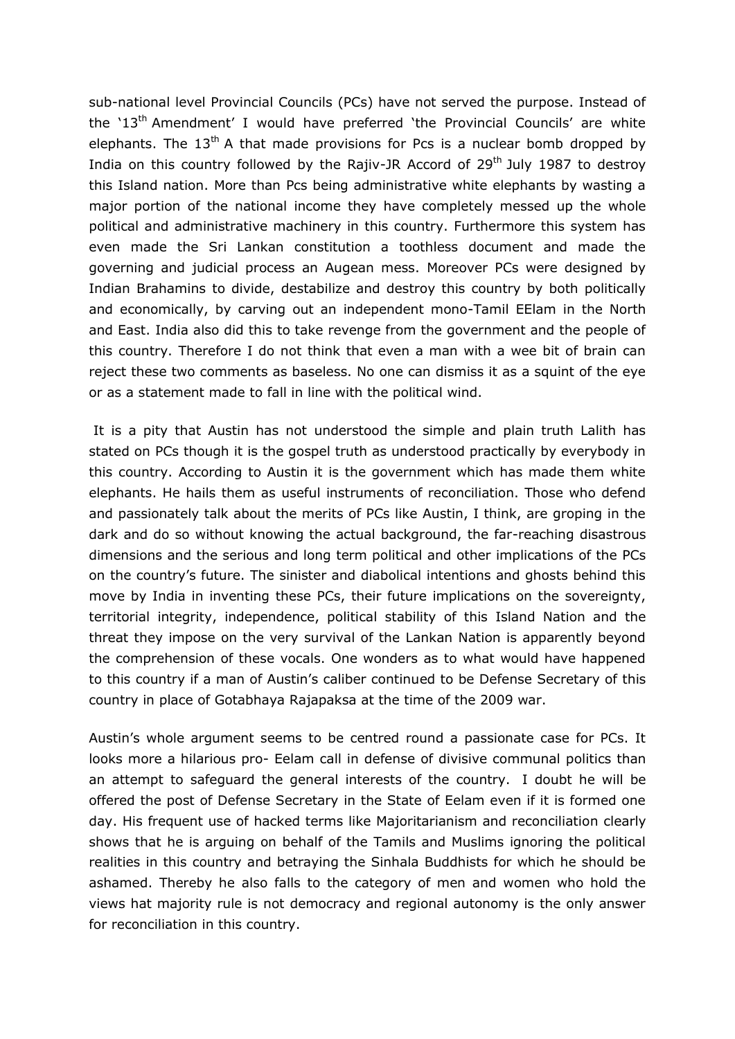sub-national level Provincial Councils (PCs) have not served the purpose. Instead of the '13th Amendment' I would have preferred 'the Provincial Councils' are white elephants. The 13th A that made provisions for Pcs is a nuclear bomb dropped by India on this country followed by the Rajiv-JR Accord of 29th July 1987 to destroy this Island nation. More than Pcs being administrative white elephants by wasting a major portion of the national income they have completely messed up the whole political and administrative machinery in this country. Furthermore this system has even made the Sri Lankan constitution a toothless document and made the governing and judicial process an Augean mess. Moreover PCs were designed by Indian Brahamins to divide, destabilize and destroy this country by both politically and economically, by carving out an independent mono-Tamil EElam in the North and East. India also did this to take revenge from the government and the people of this country. Therefore I do not think that even a man with a wee bit of brain can reject these two comments as baseless. No one can dismiss it as a squint of the eye or as a statement made to fall in line with the political wind.

It is a pity that Austin has not understood the simple and plain truth Lalith has stated on PCs though it is the gospel truth as understood practically by everybody in this country. According to Austin it is the government which has made them white elephants. He hails them as useful instruments of reconciliation. Those who defend and passionately talk about the merits of PCs like Austin, I think, are groping in the dark and do so without knowing the actual background, the far-reaching disastrous dimensions and the serious and long term political and other implications of the PCs on the country's future. The sinister and diabolical intentions and ghosts behind this move by India in inventing these PCs, their future implications on the sovereignty, territorial integrity, independence, political stability of this Island Nation and the threat they impose on the very survival of the Lankan Nation is apparently beyond the comprehension of these vocals. One wonders as to what would have happened to this country if a man of Austin's caliber continued to be Defense Secretary of this country in place of Gotabhaya Rajapaksa at the time of the 2009 war.

Austin's whole argument seems to be centred round a passionate case for PCs. It looks more a hilarious pro- Eelam call in defense of divisive communal politics than an attempt to safeguard the general interests of the country. I doubt he will be offered the post of Defense Secretary in the State of Eelam even if it is formed one day. His frequent use of hacked terms like Majoritarianism and reconciliation clearly shows that he is arguing on behalf of the Tamils and Muslims ignoring the political realities in this country and betraying the Sinhala Buddhists for which he should be ashamed. Thereby he also falls to the category of men and women who hold the views hat majority rule is not democracy and regional autonomy is the only answer for reconciliation in this country.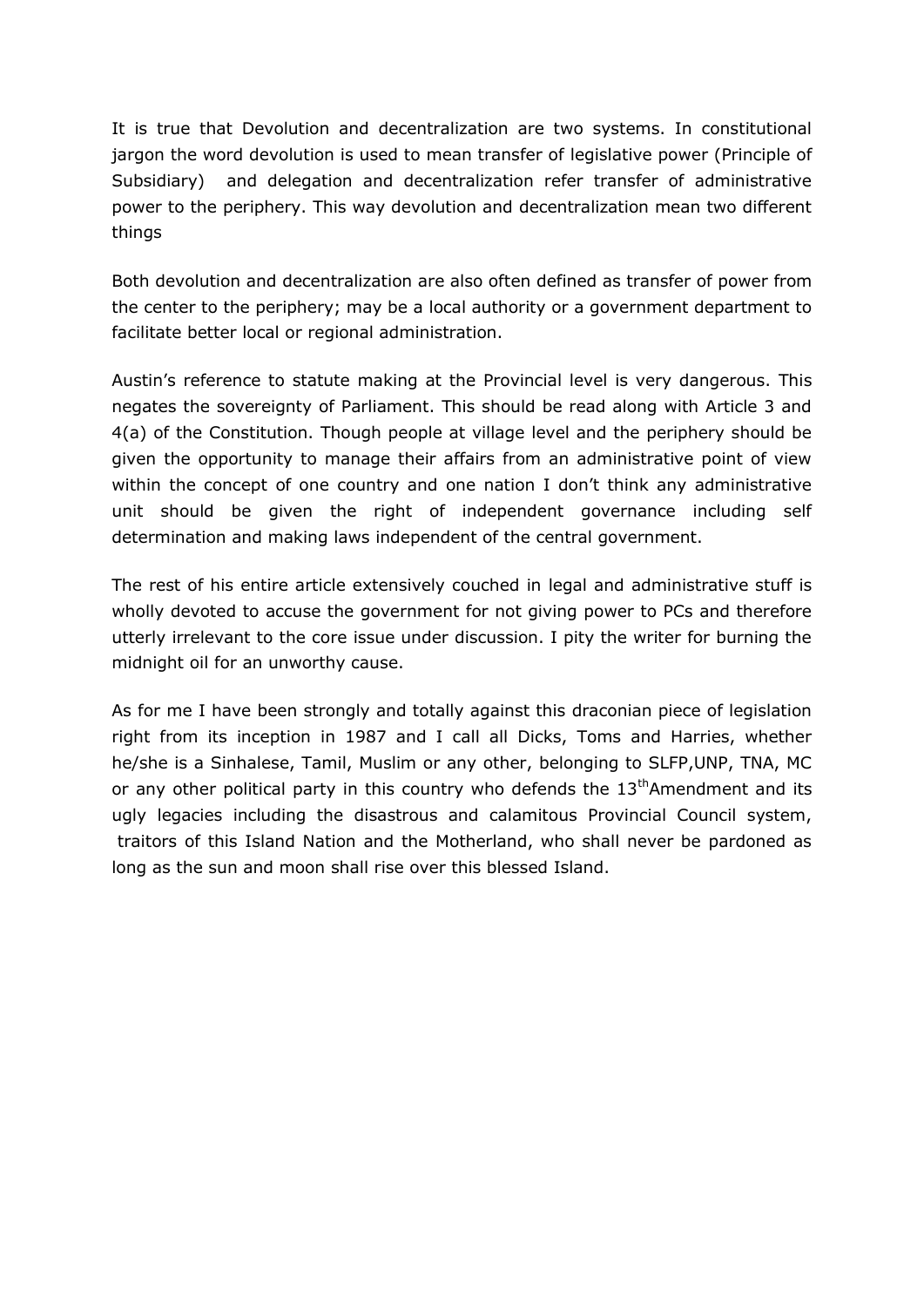It is true that Devolution and decentralization are two systems. In constitutional jargon the word devolution is used to mean transfer of legislative power (Principle of Subsidiary) and delegation and decentralization refer transfer of administrative power to the periphery. This way devolution and decentralization mean two different things

Both devolution and decentralization are also often defined as transfer of power from the center to the periphery; may be a local authority or a government department to facilitate better local or regional administration.

Austin's reference to statute making at the Provincial level is very dangerous. This negates the sovereignty of Parliament. This should be read along with Article 3 and 4(a) of the Constitution. Though people at village level and the periphery should be given the opportunity to manage their affairs from an administrative point of view within the concept of one country and one nation I don't think any administrative unit should be given the right of independent governance including self determination and making laws independent of the central government.

The rest of his entire article extensively couched in legal and administrative stuff is wholly devoted to accuse the government for not giving power to PCs and therefore utterly irrelevant to the core issue under discussion. I pity the writer for burning the midnight oil for an unworthy cause.

As for me I have been strongly and totally against this draconian piece of legislation right from its inception in 1987 and I call all Dicks, Toms and Harries, whether he/she is a Sinhalese, Tamil, Muslim or any other, belonging to SLFP,UNP, TNA, MC or any other political party in this country who defends the 13th Amendment and its ugly legacies including the disastrous and calamitous Provincial Council system, traitors of this Island Nation and the Motherland, who shall never be pardoned as long as the sun and moon shall rise over this blessed Island.